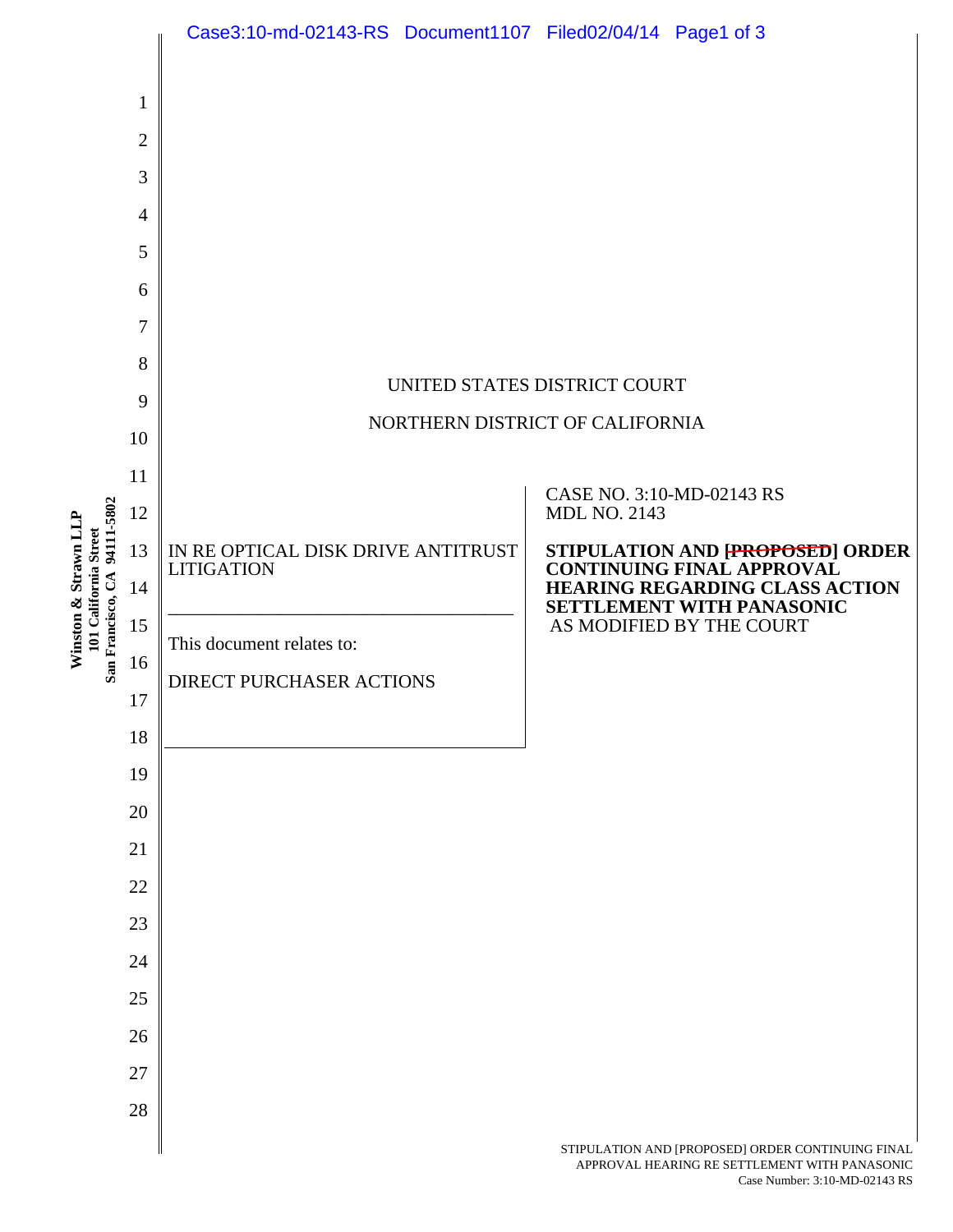UNITED STATES DISTRICT COURT

NORTHERN DISTRICT OF CALIFORNIA

| | |
|---|---|
| IN RE OPTICAL DISK DRIVE ANTITRUST LITIGATION<br><br>This document relates to:<br><br>DIRECT PURCHASER ACTIONS | CASE NO. 3:10-MD-02143 RS<br>MDL NO. 2143<br><br>**STIPULATION AND ~~[PROPOSED]~~ ORDER CONTINUING FINAL APPROVAL HEARING REGARDING CLASS ACTION SETTLEMENT WITH PANASONIC**<br>AS MODIFIED BY THE COURT |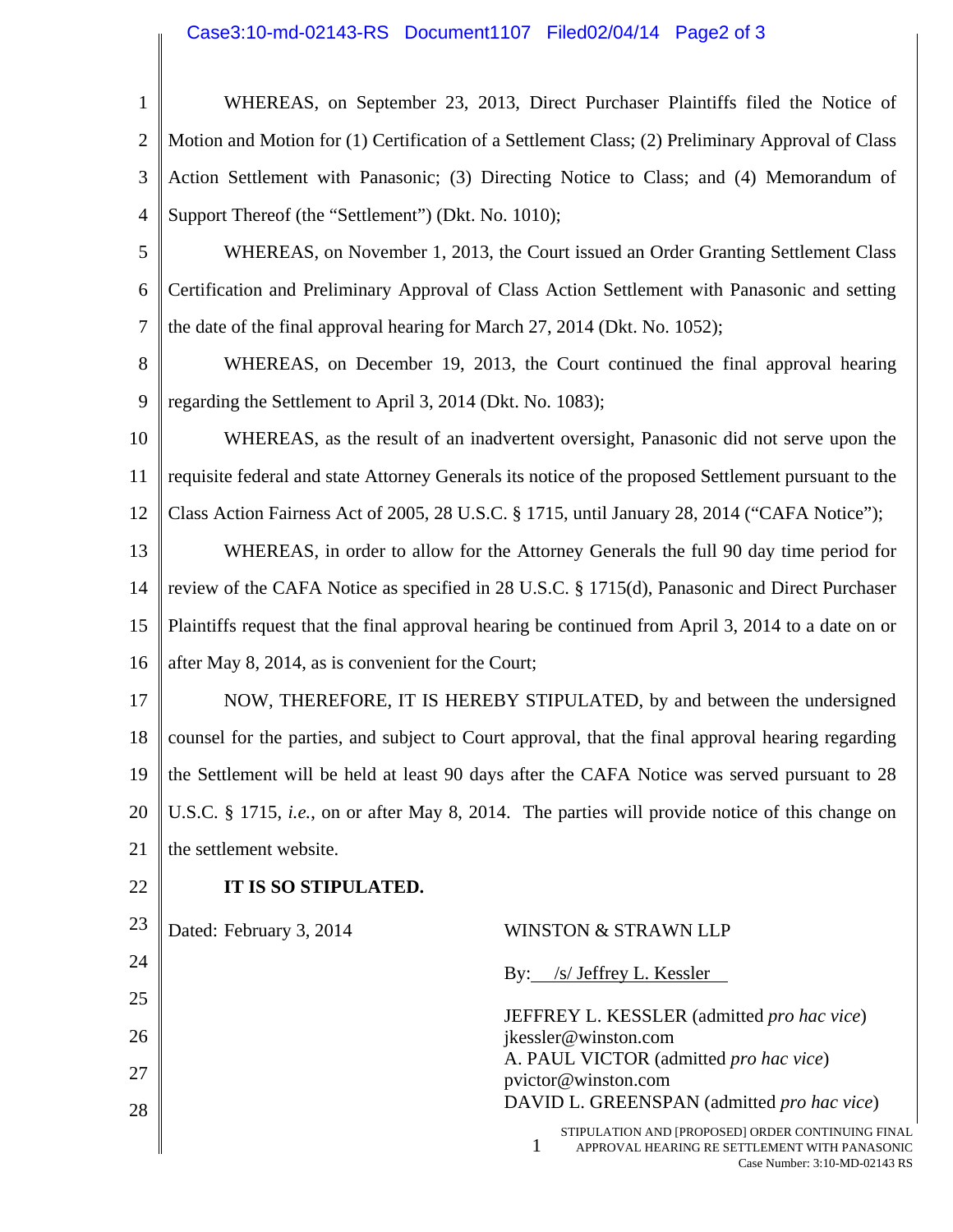WHEREAS, on September 23, 2013, Direct Purchaser Plaintiffs filed the Notice of Motion and Motion for (1) Certification of a Settlement Class; (2) Preliminary Approval of Class Action Settlement with Panasonic; (3) Directing Notice to Class; and (4) Memorandum of Support Thereof (the "Settlement") (Dkt. No. 1010);

WHEREAS, on November 1, 2013, the Court issued an Order Granting Settlement Class Certification and Preliminary Approval of Class Action Settlement with Panasonic and setting the date of the final approval hearing for March 27, 2014 (Dkt. No. 1052);

WHEREAS, on December 19, 2013, the Court continued the final approval hearing regarding the Settlement to April 3, 2014 (Dkt. No. 1083);

WHEREAS, as the result of an inadvertent oversight, Panasonic did not serve upon the requisite federal and state Attorney Generals its notice of the proposed Settlement pursuant to the Class Action Fairness Act of 2005, 28 U.S.C. § 1715, until January 28, 2014 ("CAFA Notice");

WHEREAS, in order to allow for the Attorney Generals the full 90 day time period for review of the CAFA Notice as specified in 28 U.S.C. § 1715(d), Panasonic and Direct Purchaser Plaintiffs request that the final approval hearing be continued from April 3, 2014 to a date on or after May 8, 2014, as is convenient for the Court;

NOW, THEREFORE, IT IS HEREBY STIPULATED, by and between the undersigned counsel for the parties, and subject to Court approval, that the final approval hearing regarding the Settlement will be held at least 90 days after the CAFA Notice was served pursuant to 28 U.S.C. § 1715, *i.e.*, on or after May 8, 2014. The parties will provide notice of this change on the settlement website.

**IT IS SO STIPULATED.**

Dated: February 3, 2014

WINSTON & STRAWN LLP

By: /s/ Jeffrey L. Kessler

JEFFREY L. KESSLER (admitted *pro hac vice*)
jkessler@winston.com
A. PAUL VICTOR (admitted *pro hac vice*)
pvictor@winston.com
DAVID L. GREENSPAN (admitted *pro hac vice*)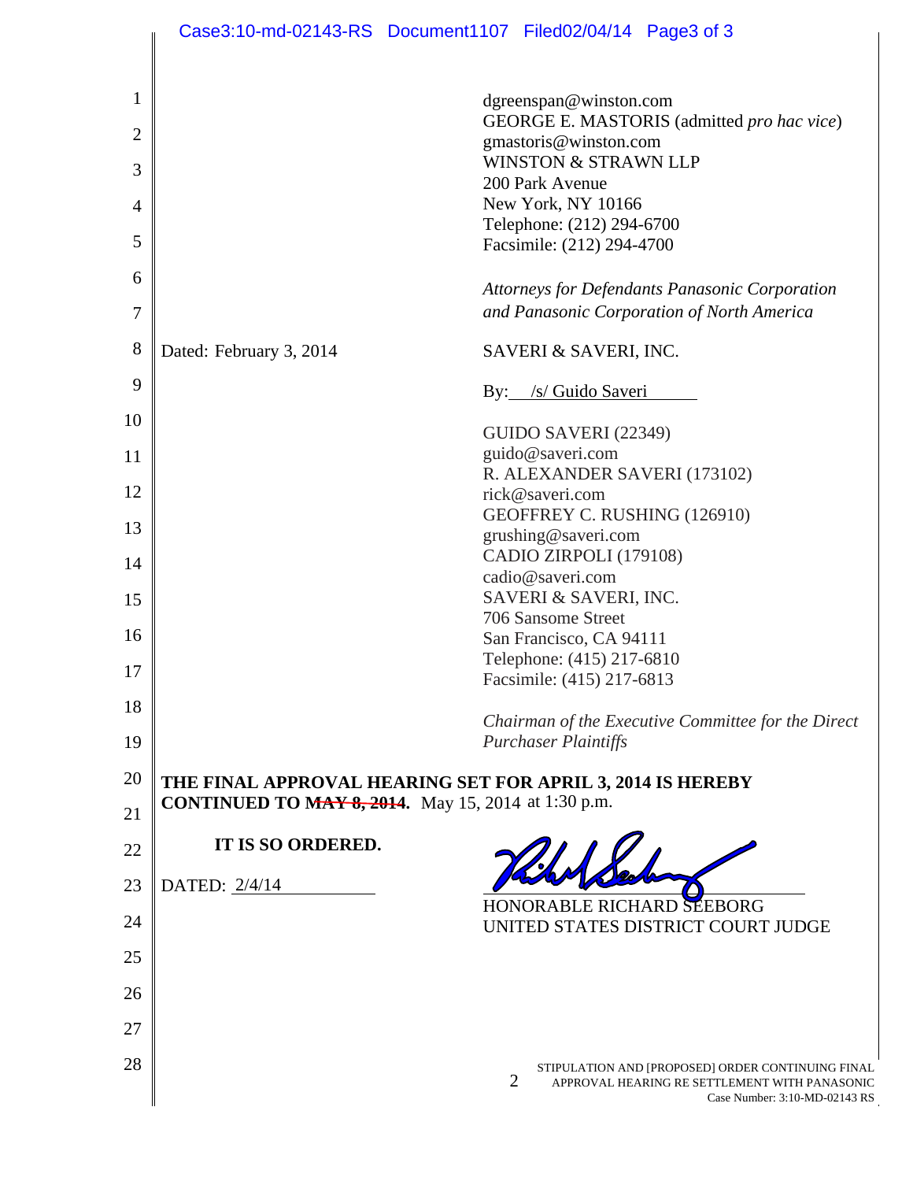dgreenspan@winston.com
GEORGE E. MASTORIS (admitted *pro hac vice*)
gmastoris@winston.com
WINSTON & STRAWN LLP
200 Park Avenue
New York, NY 10166
Telephone: (212) 294-6700
Facsimile: (212) 294-4700

*Attorneys for Defendants Panasonic Corporation and Panasonic Corporation of North America*

Dated: February 3, 2014

SAVERI & SAVERI, INC.

By: /s/ Guido Saveri

GUIDO SAVERI (22349)
guido@saveri.com
R. ALEXANDER SAVERI (173102)
rick@saveri.com
GEOFFREY C. RUSHING (126910)
grushing@saveri.com
CADIO ZIRPOLI (179108)
cadio@saveri.com
SAVERI & SAVERI, INC.
706 Sansome Street
San Francisco, CA 94111
Telephone: (415) 217-6810
Facsimile: (415) 217-6813

*Chairman of the Executive Committee for the Direct Purchaser Plaintiffs*

**THE FINAL APPROVAL HEARING SET FOR APRIL 3, 2014 IS HEREBY CONTINUED TO ~~MAY 8, 2014~~.** May 15, 2014 at 1:30 p.m.

**IT IS SO ORDERED.**

DATED: 2/4/14

HONORABLE RICHARD SEEBORG
UNITED STATES DISTRICT COURT JUDGE